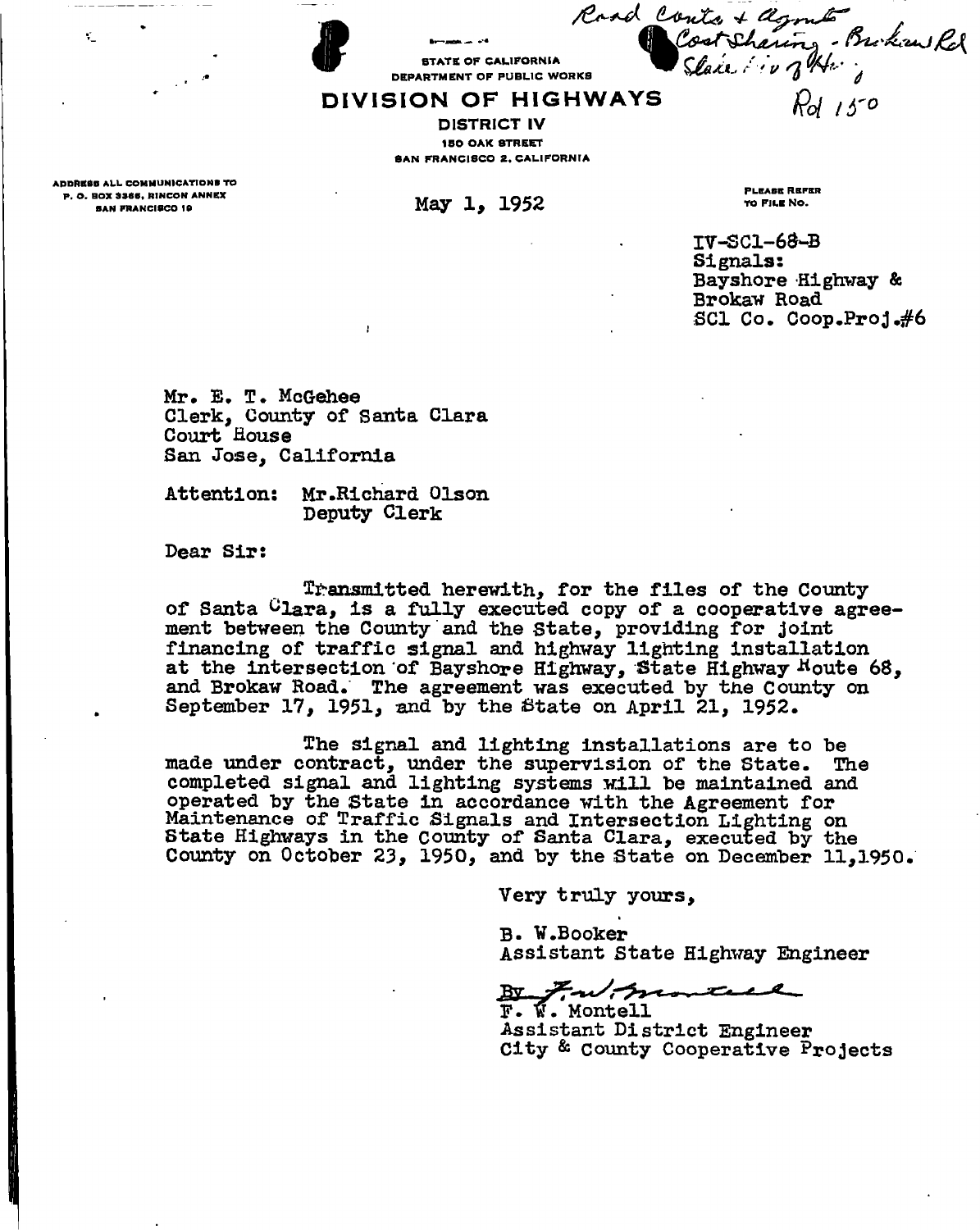Road Contr + Agmts
Cost Sharing - Brokaw Rd
State Div of Hwy

Rd 150

STATE OF CALIFORNIA
DEPARTMENT OF PUBLIC WORKS

# DIVISION OF HIGHWAYS

DISTRICT IV
150 OAK STREET
SAN FRANCISCO 2, CALIFORNIA

ADDRESS ALL COMMUNICATIONS TO
P. O. BOX 3366, RINCON ANNEX
SAN FRANCISCO 19

May 1, 1952

PLEASE REFER
TO FILE NO.

IV-SCl-68-B
Signals:
Bayshore Highway &
Brokaw Road
SCl Co. Coop.Proj.#6

Mr. E. T. McGehee
Clerk, County of Santa Clara
Court House
San Jose, California

Attention: Mr.Richard Olson
Deputy Clerk

Dear Sir:

Transmitted herewith, for the files of the County of Santa Clara, is a fully executed copy of a cooperative agreement between the County and the State, providing for joint financing of traffic signal and highway lighting installation at the intersection of Bayshore Highway, State Highway Route 68, and Brokaw Road. The agreement was executed by the County on September 17, 1951, and by the State on April 21, 1952.

The signal and lighting installations are to be made under contract, under the supervision of the State. The completed signal and lighting systems will be maintained and operated by the State in accordance with the Agreement for Maintenance of Traffic Signals and Intersection Lighting on State Highways in the County of Santa Clara, executed by the County on October 23, 1950, and by the State on December 11,1950.

Very truly yours,

B. W.Booker
Assistant State Highway Engineer

By F. W. Montell
F. W. Montell
Assistant District Engineer
City & County Cooperative Projects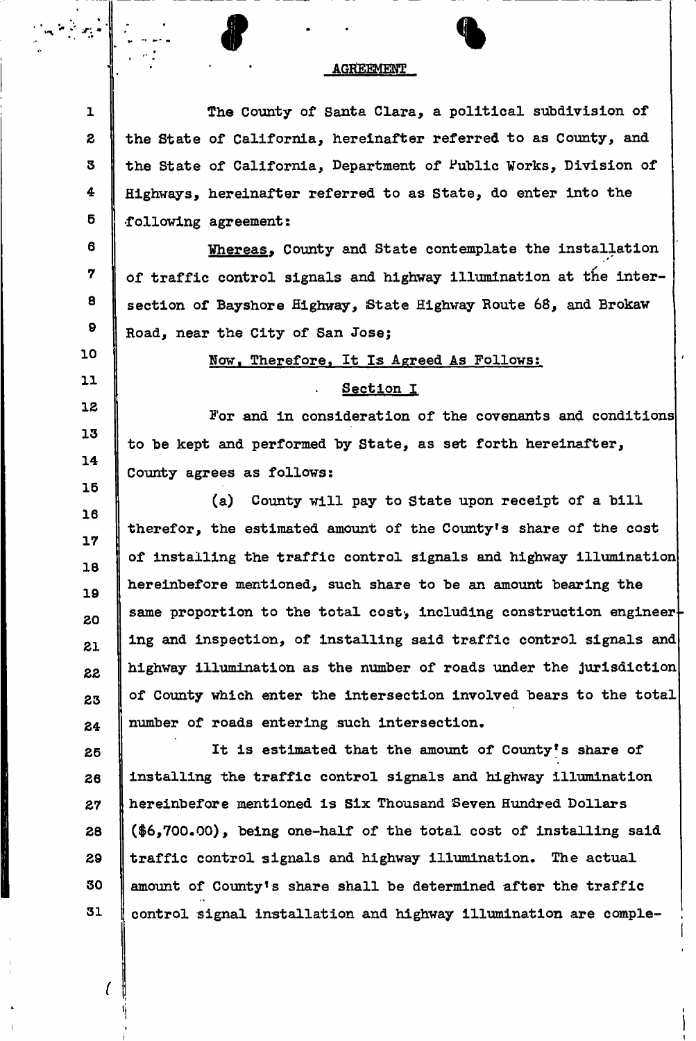## AGREEMENT

The County of Santa Clara, a political subdivision of the State of California, hereinafter referred to as County, and the State of California, Department of Public Works, Division of Highways, hereinafter referred to as State, do enter into the following agreement:

**Whereas,** County and State contemplate the installation of traffic control signals and highway illumination at the intersection of Bayshore Highway, State Highway Route 68, and Brokaw Road, near the City of San Jose;

Now, Therefore, It Is Agreed As Follows:

Section I

For and in consideration of the covenants and conditions to be kept and performed by State, as set forth hereinafter, County agrees as follows:

(a) County will pay to State upon receipt of a bill therefor, the estimated amount of the County's share of the cost of installing the traffic control signals and highway illumination hereinbefore mentioned, such share to be an amount bearing the same proportion to the total cost, including construction engineering and inspection, of installing said traffic control signals and highway illumination as the number of roads under the jurisdiction of County which enter the intersection involved bears to the total number of roads entering such intersection.

It is estimated that the amount of County's share of installing the traffic control signals and highway illumination hereinbefore mentioned is Six Thousand Seven Hundred Dollars ($6,700.00), being one-half of the total cost of installing said traffic control signals and highway illumination. The actual amount of County's share shall be determined after the traffic control signal installation and highway illumination are comple-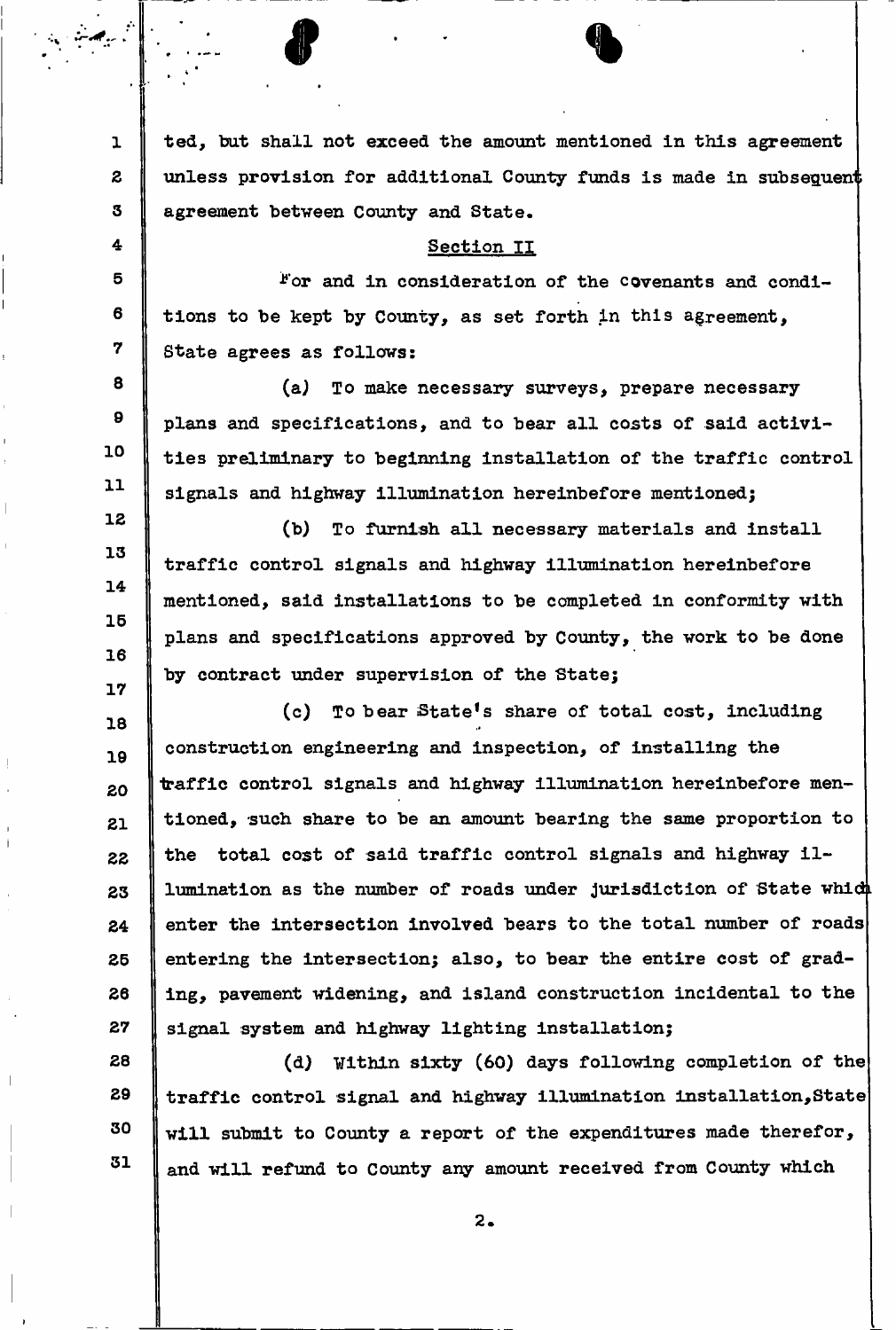ted, but shall not exceed the amount mentioned in this agreement unless provision for additional County funds is made in subsequent agreement between County and State.

## Section II

For and in consideration of the covenants and conditions to be kept by County, as set forth in this agreement, State agrees as follows:

(a) To make necessary surveys, prepare necessary plans and specifications, and to bear all costs of said activities preliminary to beginning installation of the traffic control signals and highway illumination hereinbefore mentioned;

(b) To furnish all necessary materials and install traffic control signals and highway illumination hereinbefore mentioned, said installations to be completed in conformity with plans and specifications approved by County, the work to be done by contract under supervision of the State;

(c) To bear State's share of total cost, including construction engineering and inspection, of installing the traffic control signals and highway illumination hereinbefore mentioned, such share to be an amount bearing the same proportion to the total cost of said traffic control signals and highway illumination as the number of roads under jurisdiction of State which enter the intersection involved bears to the total number of roads entering the intersection; also, to bear the entire cost of grading, pavement widening, and island construction incidental to the signal system and highway lighting installation;

(d) Within sixty (60) days following completion of the traffic control signal and highway illumination installation, State will submit to County a report of the expenditures made therefor, and will refund to County any amount received from County which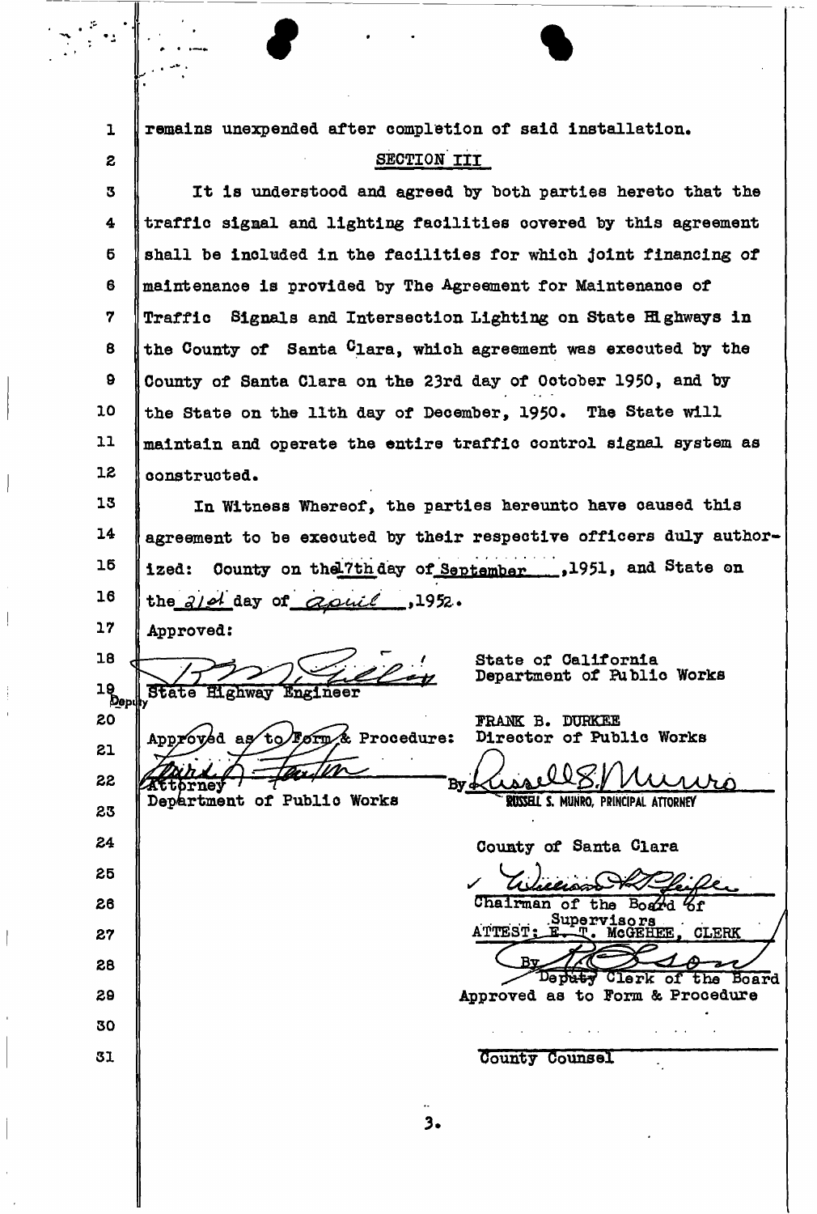remains unexpended after completion of said installation.

## SECTION III

It is understood and agreed by both parties hereto that the traffic signal and lighting facilities covered by this agreement shall be included in the facilities for which joint financing of maintenance is provided by The Agreement for Maintenance of Traffic Signals and Intersection Lighting on State Highways in the County of Santa Clara, which agreement was executed by the County of Santa Clara on the 23rd day of October 1950, and by the State on the 11th day of December, 1950. The State will maintain and operate the entire traffic control signal system as constructed.

In Witness Whereof, the parties hereunto have caused this agreement to be executed by their respective officers duly authorized: County on the 17th day of September, 1951, and State on the 21st day of April, 1952.

Approved:

Deputy State Highway Engineer

Approved as to Form & Procedure:

Attorney
Department of Public Works

State of California
Department of Public Works

FRANK B. DURKEE
Director of Public Works

By RUSSELL S. MUNRO, PRINCIPAL ATTORNEY

County of Santa Clara

Chairman of the Board of Supervisors

ATTEST: E. T. McGEHEE, CLERK

By Deputy Clerk of the Board

Approved as to Form & Procedure

County Counsel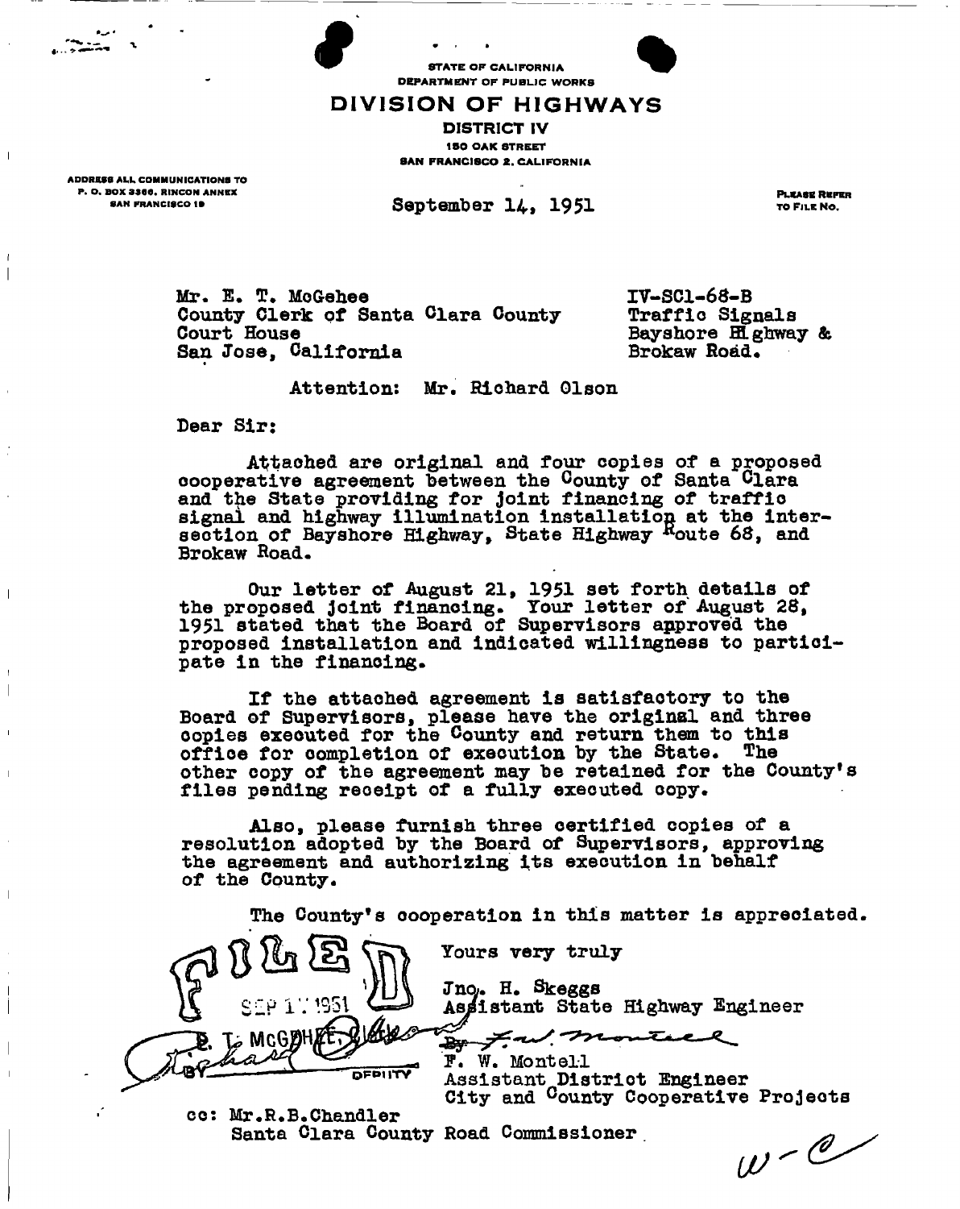STATE OF CALIFORNIA
DEPARTMENT OF PUBLIC WORKS

# DIVISION OF HIGHWAYS

DISTRICT IV
150 OAK STREET
SAN FRANCISCO 2, CALIFORNIA

ADDRESS ALL COMMUNICATIONS TO
P. O. BOX 3366, RINCON ANNEX
SAN FRANCISCO 19

September 14, 1951

PLEASE REFER TO FILE NO.

Mr. E. T. McGehee
County Clerk of Santa Clara County
Court House
San Jose, California

IV-SCl-68-B
Traffic Signals
Bayshore Highway &
Brokaw Road.

Attention: Mr. Richard Olson

Dear Sir:

Attached are original and four copies of a proposed cooperative agreement between the County of Santa Clara and the State providing for joint financing of traffic signal and highway illumination installation at the intersection of Bayshore Highway, State Highway Route 68, and Brokaw Road.

Our letter of August 21, 1951 set forth details of the proposed joint financing. Your letter of August 28, 1951 stated that the Board of Supervisors approved the proposed installation and indicated willingness to participate in the financing.

If the attached agreement is satisfactory to the Board of Supervisors, please have the original and three copies executed for the County and return them to this office for completion of execution by the State. The other copy of the agreement may be retained for the County's files pending receipt of a fully executed copy.

Also, please furnish three certified copies of a resolution adopted by the Board of Supervisors, approving the agreement and authorizing its execution in behalf of the County.

The County's cooperation in this matter is appreciated.

FILED
SEP 17 1951
E. T. McGEHEE, CLERK
BY _______ DEPUTY

Yours very truly

Jno. H. Skeggs
Assistant State Highway Engineer

By F. W. Montell
F. W. Montell
Assistant District Engineer
City and County Cooperative Projects

cc: Mr. R. B. Chandler
Santa Clara County Road Commissioner

W-C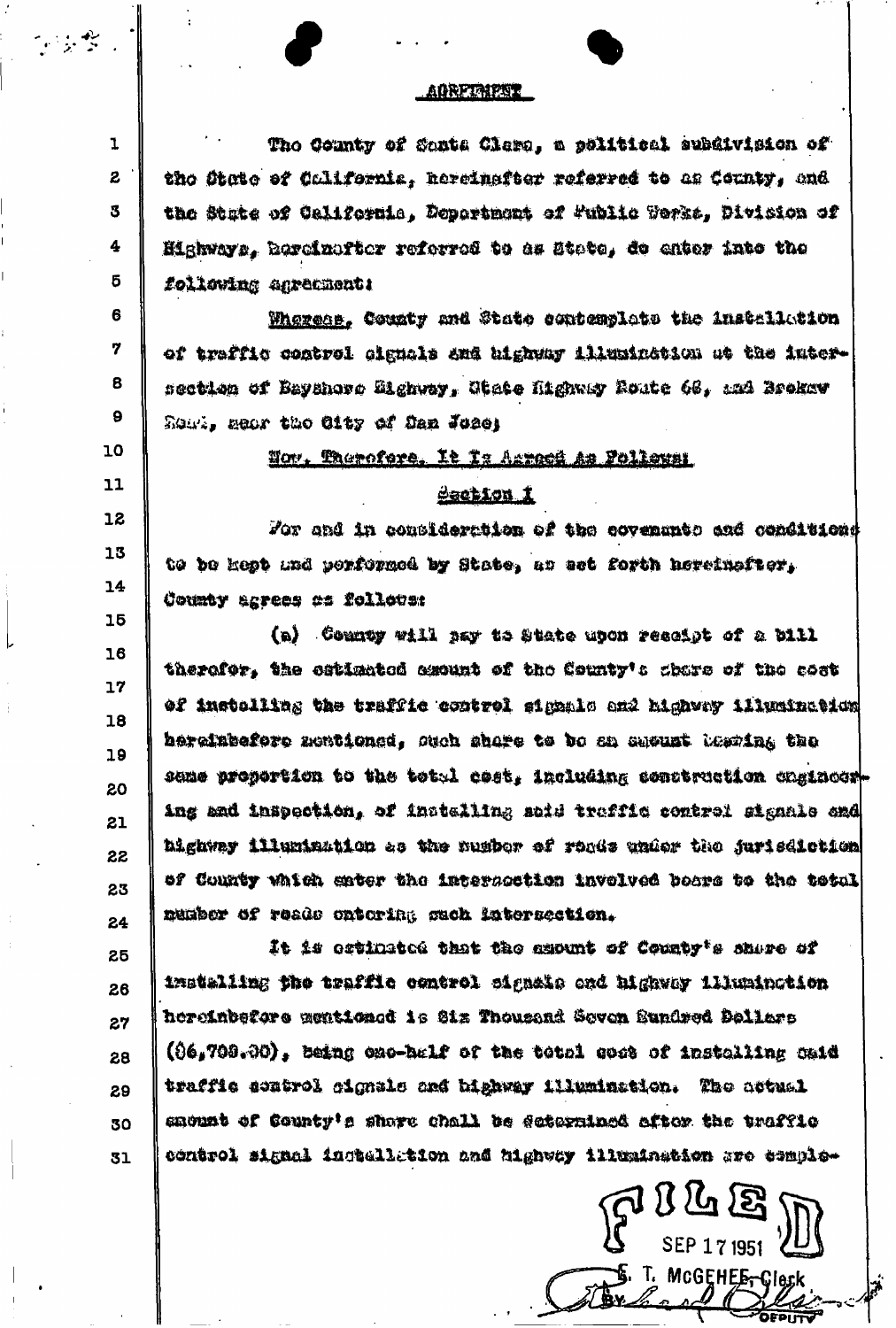## AGREEMENT

The County of Santa Clara, a political subdivision of the State of California, hereinafter referred to as County, and the State of California, Department of Public Works, Division of Highways, hereinafter referred to as State, do enter into the following agreement:

Whereas, County and State contemplate the installation of traffic control signals and highway illumination at the intersection of Bayshore Highway, State Highway Route 68, and Brokaw Road, near the City of San Jose;

Now, Therefore, It Is Agreed As Follows:

### Section I

For and in consideration of the covenants and conditions to be kept and performed by State, as set forth hereinafter, County agrees as follows:

(a) County will pay to State upon receipt of a bill therefor, the estimated amount of the County's share of the cost of installing the traffic control signals and highway illumination hereinbefore mentioned, such share to be an amount bearing the same proportion to the total cost, including construction engineering and inspection, of installing said traffic control signals and highway illumination as the number of roads under the jurisdiction of County which enter the intersection involved bears to the total number of roads entering such intersection.

It is estimated that the amount of County's share of installing the traffic control signals and highway illumination hereinbefore mentioned is Six Thousand Seven Hundred Dollars ($6,700.00), being one-half of the total cost of installing said traffic control signals and highway illumination. The actual amount of County's share shall be determined after the traffic control signal installation and highway illumination are comple-

FILED
SEP 17 1951
E. T. McGEHEE, Clerk
By ______ Deputy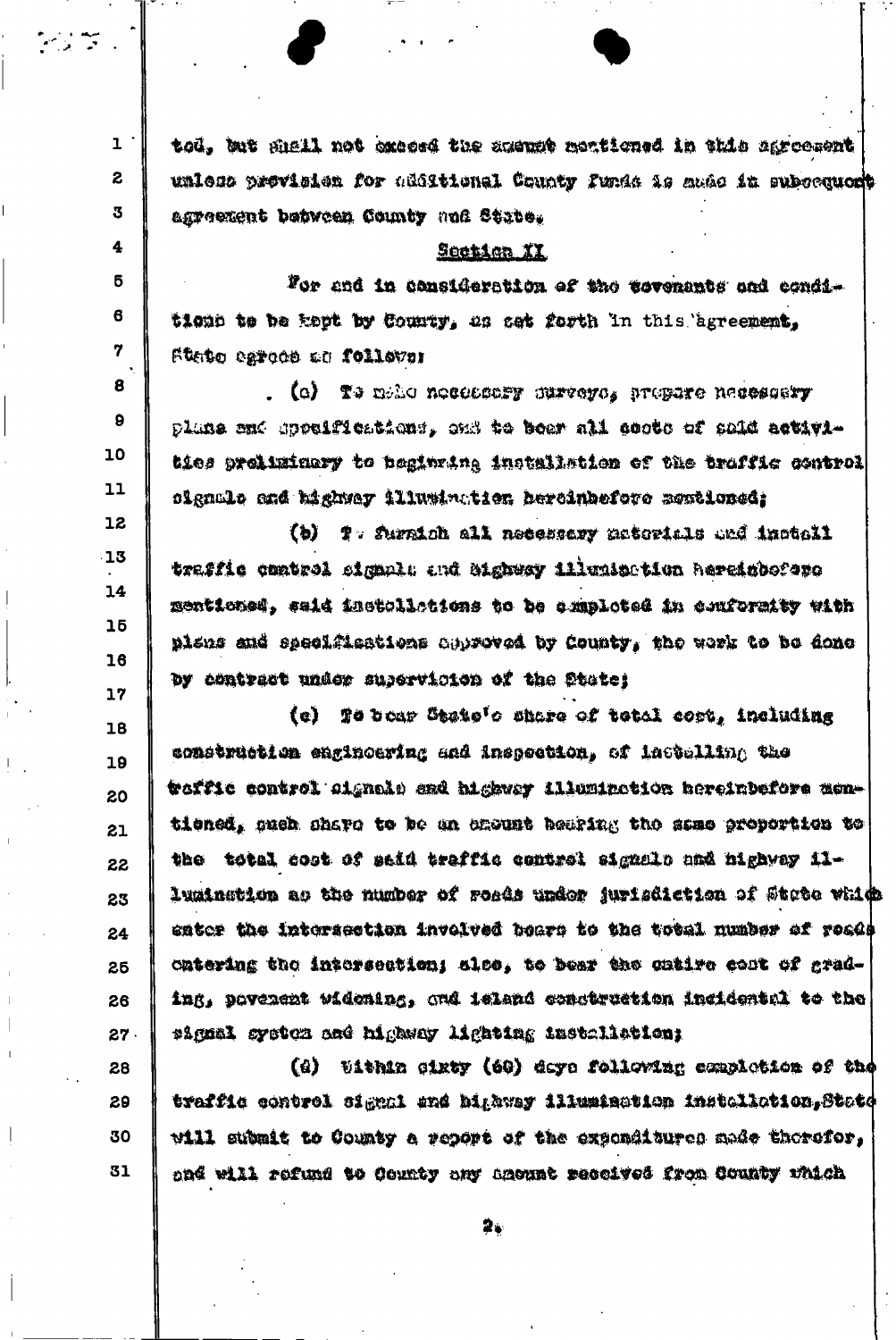ted, but shall not exceed the amount mentioned in this agreement unless provision for additional County funds is made in subsequent agreement between County and State.

## Section II

For and in consideration of the covenants and conditions to be kept by County, as set forth in this agreement, State agrees as follows:

(a) To make necessary surveys, prepare necessary plans and specifications, and to bear all costs of said activities preliminary to beginning installation of the traffic control signals and highway illumination hereinbefore mentioned;

(b) To furnish all necessary materials and install traffic control signals and highway illumination hereinbefore mentioned, said installations to be completed in conformity with plans and specifications approved by County, the work to be done by contract under supervision of the State;

(c) To bear State's share of total cost, including construction engineering and inspection, of installing the traffic control signals and highway illumination hereinbefore mentioned, such share to be an amount bearing the same proportion to the total cost of said traffic control signals and highway illumination as the number of roads under jurisdiction of State which enter the intersection involved bears to the total number of roads entering the intersection; also, to bear the entire cost of grading, pavement widening, and island construction incidental to the signal system and highway lighting installation;

(d) Within sixty (60) days following completion of the traffic control signal and highway illumination installation, State will submit to County a report of the expenditures made therefor, and will refund to County any amount received from County which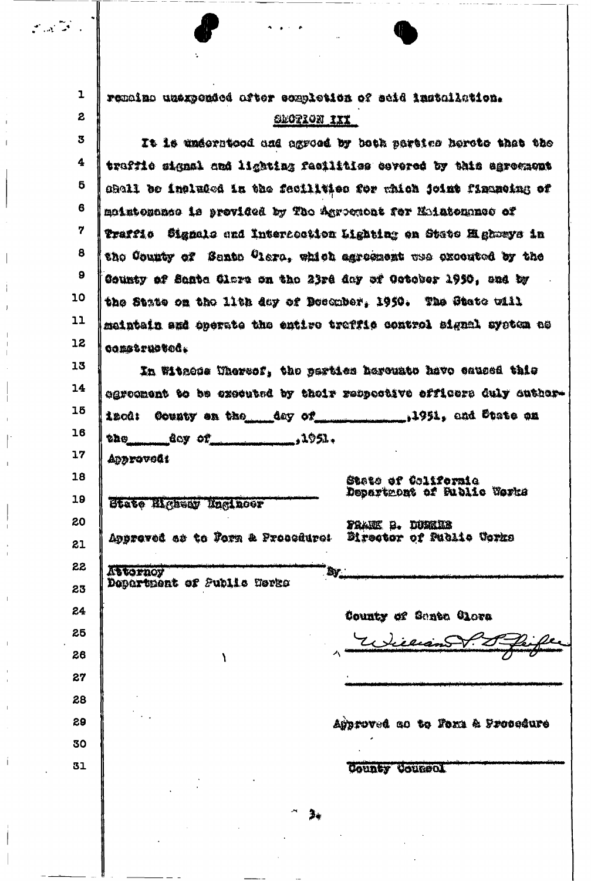remains unexpended after completion of said installation.

## SECTION III

It is understood and agreed by both parties hereto that the traffic signal and lighting facilities covered by this agreement shall be included in the facilities for which joint financing of maintenance is provided by The Agreement for Maintenance of Traffic Signals and Intersection Lighting on State Highways in the County of Santa Clara, which agreement was executed by the County of Santa Clara on the 23rd day of October 1950, and by the State on the 11th day of December, 1950. The State will maintain and operate the entire traffic control signal system as constructed.

In Witness Whereof, the parties hereunto have caused this agreement to be executed by their respective officers duly authorized: County on the \_\_\_ day of \_\_\_\_\_\_\_\_\_\_\_\_, 1951, and State on the \_\_\_\_\_ day of \_\_\_\_\_\_\_\_\_\_\_\_, 1951.

Approved:

\_\_\_\_\_\_\_\_\_\_\_\_\_\_\_\_\_\_\_\_\_\_\_\_\_\_\_\_
State Highway Engineer

Approved as to Form & Procedure:

\_\_\_\_\_\_\_\_\_\_\_\_\_\_\_\_\_\_\_\_\_\_\_\_\_\_\_\_
Attorney
Department of Public Works

State of California
Department of Public Works

FRANK B. DURKEE
Director of Public Works

By\_\_\_\_\_\_\_\_\_\_\_\_\_\_\_\_\_\_\_\_\_\_\_\_\_\_\_\_

County of Santa Clara

William F. Pfeifer

\_\_\_\_\_\_\_\_\_\_\_\_\_\_\_\_\_\_\_\_\_\_\_\_\_\_\_\_

Approved as to Form & Procedure

\_\_\_\_\_\_\_\_\_\_\_\_\_\_\_\_\_\_\_\_\_\_\_\_\_\_\_\_
County Counsel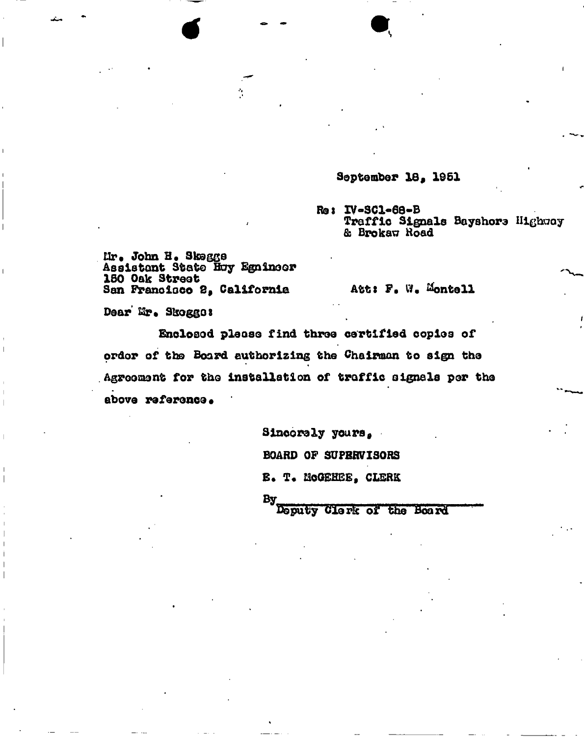September 18, 1951

Re: IV-SCl-68-B
Traffic Signals Bayshore Highway
& Brokaw Road

Mr. John H. Skeggs
Assistant State Hwy Engineer
150 Oak Street
San Francisco 2, California

Att: F. W. Montell

Dear Mr. Skeggs:

Enclosed please find three certified copies of order of the Board authorizing the Chairman to sign the Agreement for the installation of traffic signals per the above reference.

Sincerely yours,

BOARD OF SUPERVISORS

E. T. McGEHEE, CLERK

By ____________________________
Deputy Clerk of the Board